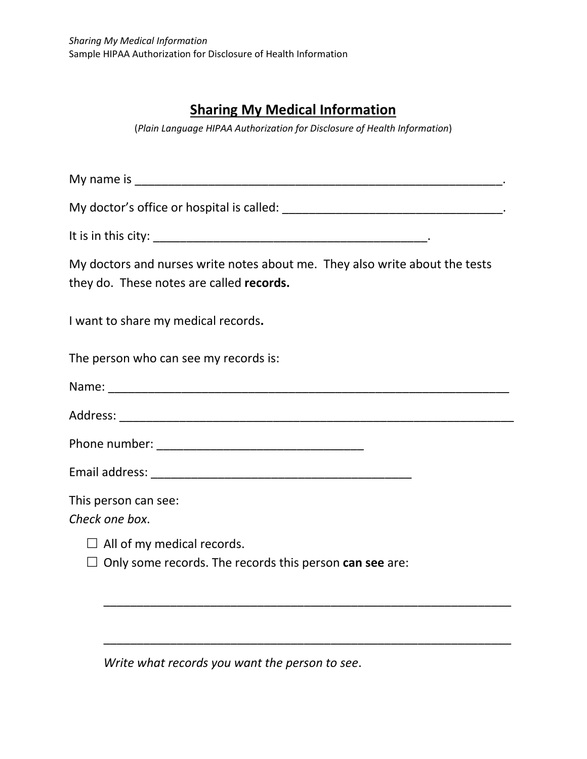# Sharing My Medical Information

(*Plain Language HIPAA Authorization for Disclosure of Health Information*)

My name is ___________________________________________________________.

My doctor's office or hospital is called: __________________________________.

It is in this city: ___________________________________________.

My doctors and nurses write notes about me. They also write about the tests they do. These notes are called **records.**

I want to share my medical records**.**

The person who can see my records is:

Name: ________________________________________________________________

Address: ______________________________________________________________

Phone number: ________________________________

Email address: ________________________________________

This person can see:
*Check one box*.

- ☐ All of my medical records.
- ☐ Only some records. The records this person **can see** are:

  _______________________________________________________________

  _______________________________________________________________

  *Write what records you want the person to see*.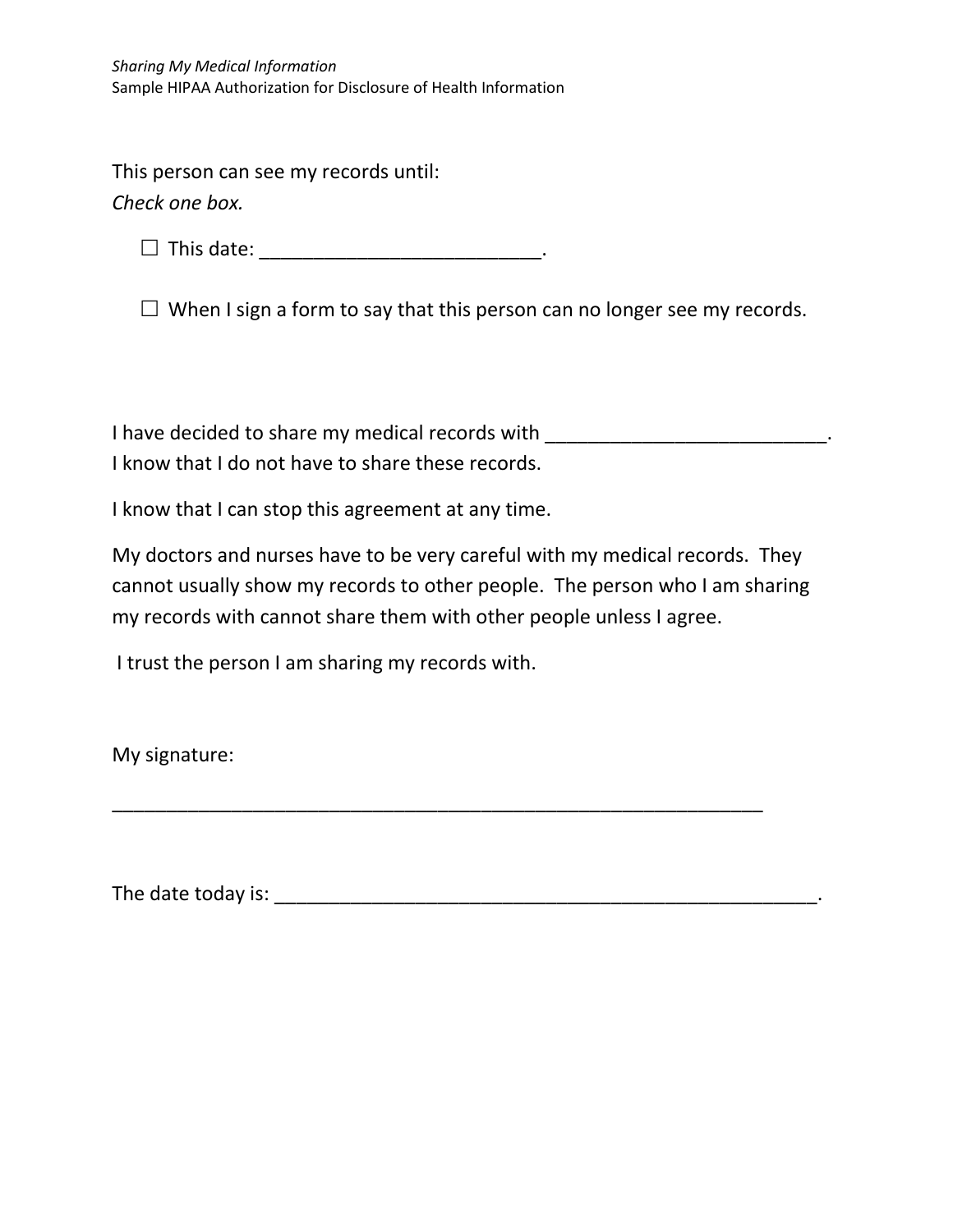This person can see my records until:

*Check one box.*

☐ This date: __________________________.

☐ When I sign a form to say that this person can no longer see my records.

I have decided to share my medical records with __________________________.
I know that I do not have to share these records.

I know that I can stop this agreement at any time.

My doctors and nurses have to be very careful with my medical records. They cannot usually show my records to other people. The person who I am sharing my records with cannot share them with other people unless I agree.

I trust the person I am sharing my records with.

My signature:

_____________________________________________________________

The date today is: ___________________________________________________.